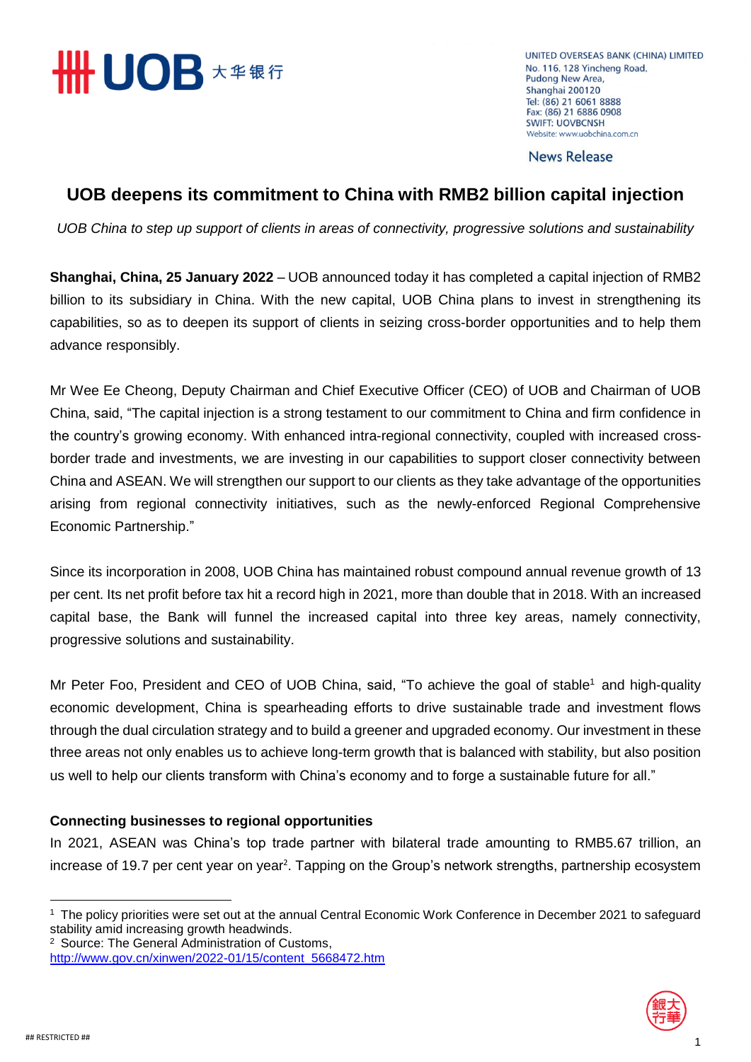UNITED OVERSEAS BANK (CHINA) LIMITED
No. 116, 128 Yincheng Road,
Pudong New Area,
Shanghai 200120
Tel: (86) 21 6061 8888
Fax: (86) 21 6886 0908
SWIFT: UOVBCNSH
Website: www.uobchina.com.cn

News Release

# UOB deepens its commitment to China with RMB2 billion capital injection

*UOB China to step up support of clients in areas of connectivity, progressive solutions and sustainability*

**Shanghai, China, 25 January 2022** – UOB announced today it has completed a capital injection of RMB2 billion to its subsidiary in China. With the new capital, UOB China plans to invest in strengthening its capabilities, so as to deepen its support of clients in seizing cross-border opportunities and to help them advance responsibly.

Mr Wee Ee Cheong, Deputy Chairman and Chief Executive Officer (CEO) of UOB and Chairman of UOB China, said, "The capital injection is a strong testament to our commitment to China and firm confidence in the country's growing economy. With enhanced intra-regional connectivity, coupled with increased cross-border trade and investments, we are investing in our capabilities to support closer connectivity between China and ASEAN. We will strengthen our support to our clients as they take advantage of the opportunities arising from regional connectivity initiatives, such as the newly-enforced Regional Comprehensive Economic Partnership."

Since its incorporation in 2008, UOB China has maintained robust compound annual revenue growth of 13 per cent. Its net profit before tax hit a record high in 2021, more than double that in 2018. With an increased capital base, the Bank will funnel the increased capital into three key areas, namely connectivity, progressive solutions and sustainability.

Mr Peter Foo, President and CEO of UOB China, said, "To achieve the goal of stable[1] and high-quality economic development, China is spearheading efforts to drive sustainable trade and investment flows through the dual circulation strategy and to build a greener and upgraded economy. Our investment in these three areas not only enables us to achieve long-term growth that is balanced with stability, but also position us well to help our clients transform with China's economy and to forge a sustainable future for all."

**Connecting businesses to regional opportunities**

In 2021, ASEAN was China's top trade partner with bilateral trade amounting to RMB5.67 trillion, an increase of 19.7 per cent year on year[2]. Tapping on the Group's network strengths, partnership ecosystem

[1] The policy priorities were set out at the annual Central Economic Work Conference in December 2021 to safeguard stability amid increasing growth headwinds.

[2] Source: The General Administration of Customs, http://www.gov.cn/xinwen/2022-01/15/content_5668472.htm

## RESTRICTED ##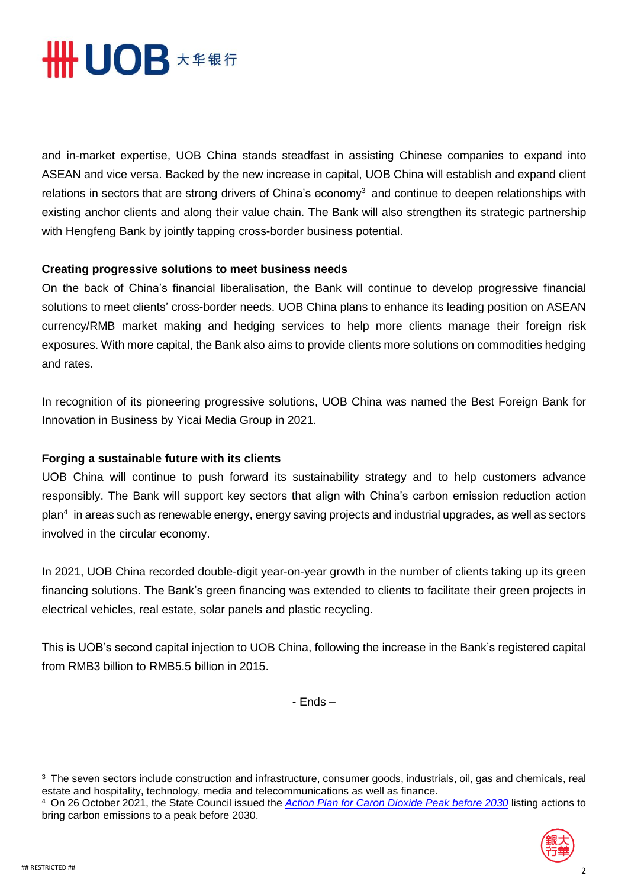and in-market expertise, UOB China stands steadfast in assisting Chinese companies to expand into ASEAN and vice versa. Backed by the new increase in capital, UOB China will establish and expand client relations in sectors that are strong drivers of China's economy[3] and continue to deepen relationships with existing anchor clients and along their value chain. The Bank will also strengthen its strategic partnership with Hengfeng Bank by jointly tapping cross-border business potential.

**Creating progressive solutions to meet business needs**

On the back of China's financial liberalisation, the Bank will continue to develop progressive financial solutions to meet clients' cross-border needs. UOB China plans to enhance its leading position on ASEAN currency/RMB market making and hedging services to help more clients manage their foreign risk exposures. With more capital, the Bank also aims to provide clients more solutions on commodities hedging and rates.

In recognition of its pioneering progressive solutions, UOB China was named the Best Foreign Bank for Innovation in Business by Yicai Media Group in 2021.

**Forging a sustainable future with its clients**

UOB China will continue to push forward its sustainability strategy and to help customers advance responsibly. The Bank will support key sectors that align with China's carbon emission reduction action plan[4] in areas such as renewable energy, energy saving projects and industrial upgrades, as well as sectors involved in the circular economy.

In 2021, UOB China recorded double-digit year-on-year growth in the number of clients taking up its green financing solutions. The Bank's green financing was extended to clients to facilitate their green projects in electrical vehicles, real estate, solar panels and plastic recycling.

This is UOB's second capital injection to UOB China, following the increase in the Bank's registered capital from RMB3 billion to RMB5.5 billion in 2015.

\- Ends –

---

[3] The seven sectors include construction and infrastructure, consumer goods, industrials, oil, gas and chemicals, real estate and hospitality, technology, media and telecommunications as well as finance.

[4] On 26 October 2021, the State Council issued the *Action Plan for Caron Dioxide Peak before 2030* listing actions to bring carbon emissions to a peak before 2030.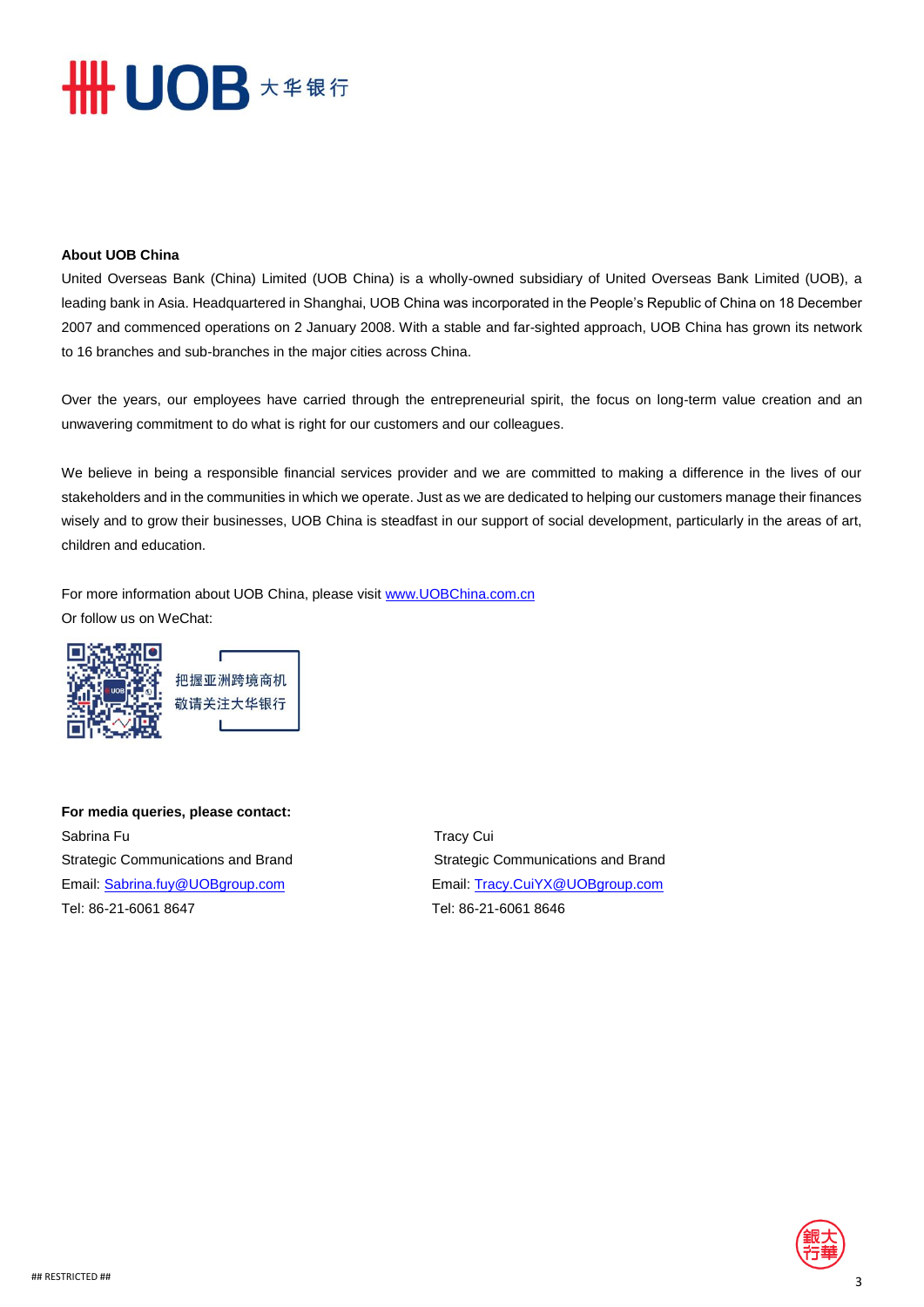**About UOB China**

United Overseas Bank (China) Limited (UOB China) is a wholly-owned subsidiary of United Overseas Bank Limited (UOB), a leading bank in Asia. Headquartered in Shanghai, UOB China was incorporated in the People's Republic of China on 18 December 2007 and commenced operations on 2 January 2008. With a stable and far-sighted approach, UOB China has grown its network to 16 branches and sub-branches in the major cities across China.

Over the years, our employees have carried through the entrepreneurial spirit, the focus on long-term value creation and an unwavering commitment to do what is right for our customers and our colleagues.

We believe in being a responsible financial services provider and we are committed to making a difference in the lives of our stakeholders and in the communities in which we operate. Just as we are dedicated to helping our customers manage their finances wisely and to grow their businesses, UOB China is steadfast in our support of social development, particularly in the areas of art, children and education.

For more information about UOB China, please visit www.UOBChina.com.cn
Or follow us on WeChat:

把握亚洲跨境商机
敬请关注大华银行

**For media queries, please contact:**

Sabrina Fu
Strategic Communications and Brand
Email: Sabrina.fuy@UOBgroup.com
Tel: 86-21-6061 8647

Tracy Cui
Strategic Communications and Brand
Email: Tracy.CuiYX@UOBgroup.com
Tel: 86-21-6061 8646

## RESTRICTED ##